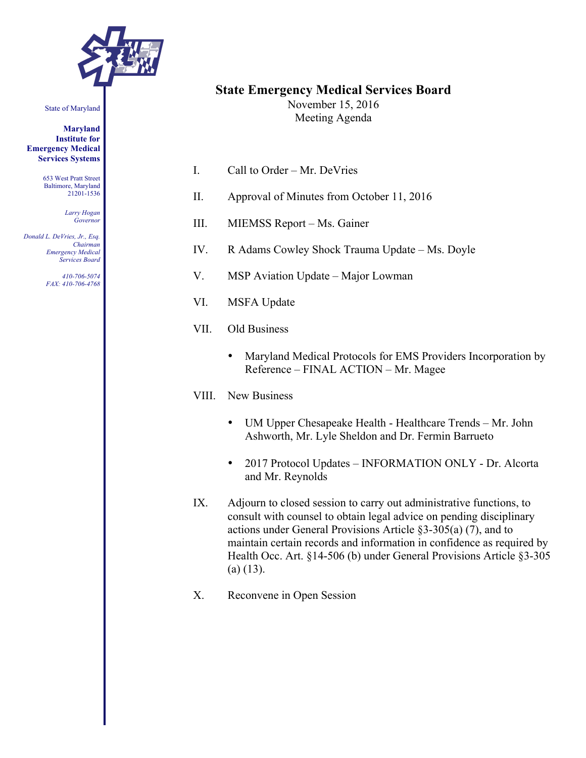State of Maryland

**Maryland Institute for Emergency Medical Services Systems**

653 West Pratt Street
Baltimore, Maryland
21201-1536

*Larry Hogan*
*Governor*

*Donald L. DeVries, Jr., Esq.*
*Chairman*
*Emergency Medical Services Board*

*410-706-5074*
*FAX: 410-706-4768*

# State Emergency Medical Services Board

November 15, 2016
Meeting Agenda

I. Call to Order – Mr. DeVries

II. Approval of Minutes from October 11, 2016

III. MIEMSS Report – Ms. Gainer

IV. R Adams Cowley Shock Trauma Update – Ms. Doyle

V. MSP Aviation Update – Major Lowman

VI. MSFA Update

VII. Old Business

- Maryland Medical Protocols for EMS Providers Incorporation by Reference – FINAL ACTION – Mr. Magee

VIII. New Business

- UM Upper Chesapeake Health - Healthcare Trends – Mr. John Ashworth, Mr. Lyle Sheldon and Dr. Fermin Barrueto
- 2017 Protocol Updates – INFORMATION ONLY - Dr. Alcorta and Mr. Reynolds

IX. Adjourn to closed session to carry out administrative functions, to consult with counsel to obtain legal advice on pending disciplinary actions under General Provisions Article §3-305(a) (7), and to maintain certain records and information in confidence as required by Health Occ. Art. §14-506 (b) under General Provisions Article §3-305 (a) (13).

X. Reconvene in Open Session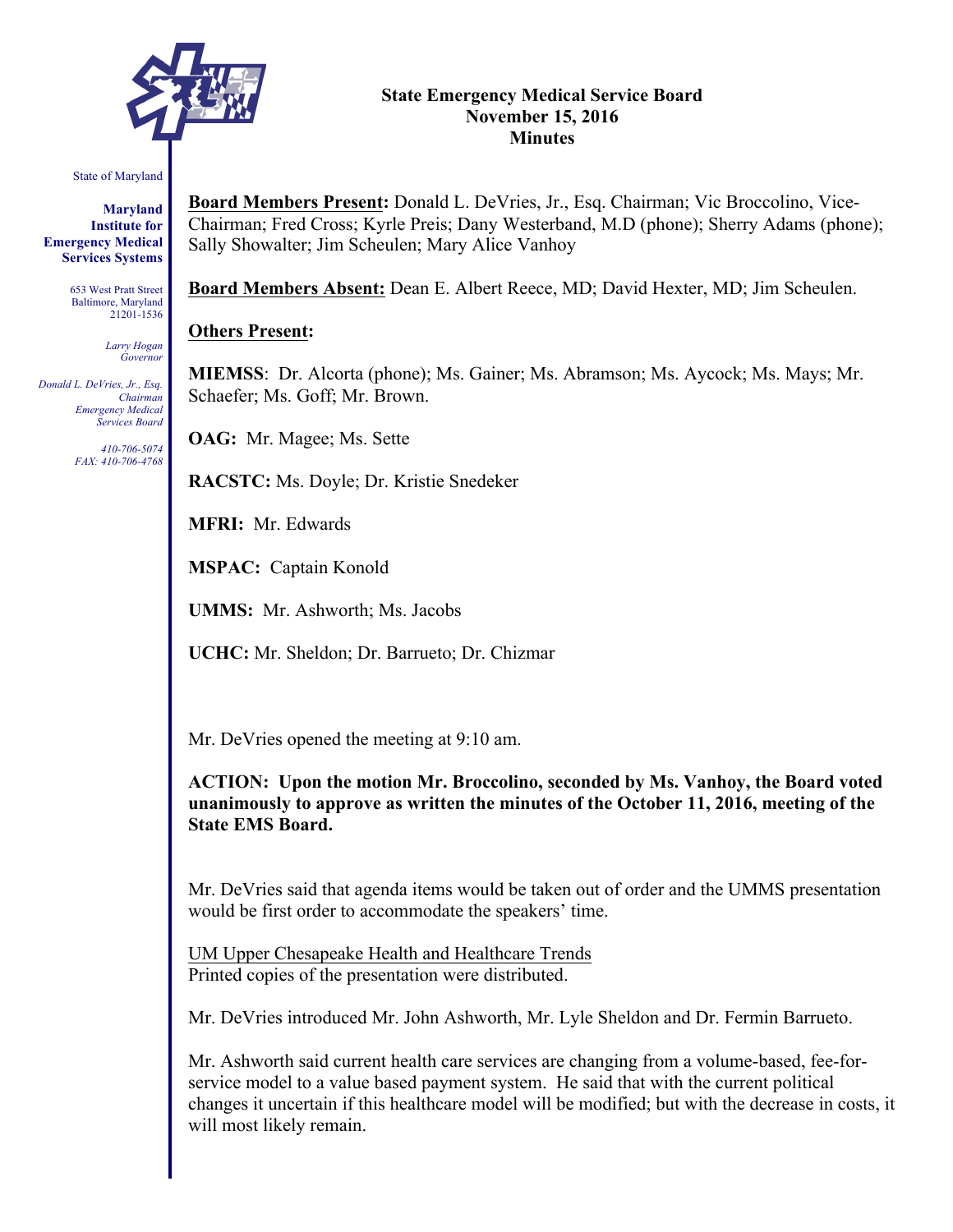# State Emergency Medical Service Board
## November 15, 2016
## Minutes

State of Maryland

**Maryland Institute for Emergency Medical Services Systems**

653 West Pratt Street
Baltimore, Maryland
21201-1536

*Larry Hogan*
*Governor*

*Donald L. DeVries, Jr., Esq.*
*Chairman*
*Emergency Medical Services Board*

*410-706-5074*
*FAX: 410-706-4768*

**Board Members Present:** Donald L. DeVries, Jr., Esq. Chairman; Vic Broccolino, Vice-Chairman; Fred Cross; Kyrle Preis; Dany Westerband, M.D (phone); Sherry Adams (phone); Sally Showalter; Jim Scheulen; Mary Alice Vanhoy

**Board Members Absent:** Dean E. Albert Reece, MD; David Hexter, MD; Jim Scheulen.

**Others Present:**

**MIEMSS**: Dr. Alcorta (phone); Ms. Gainer; Ms. Abramson; Ms. Aycock; Ms. Mays; Mr. Schaefer; Ms. Goff; Mr. Brown.

**OAG:** Mr. Magee; Ms. Sette

**RACSTC:** Ms. Doyle; Dr. Kristie Snedeker

**MFRI:** Mr. Edwards

**MSPAC:** Captain Konold

**UMMS:** Mr. Ashworth; Ms. Jacobs

**UCHC:** Mr. Sheldon; Dr. Barrueto; Dr. Chizmar

Mr. DeVries opened the meeting at 9:10 am.

**ACTION: Upon the motion Mr. Broccolino, seconded by Ms. Vanhoy, the Board voted unanimously to approve as written the minutes of the October 11, 2016, meeting of the State EMS Board.**

Mr. DeVries said that agenda items would be taken out of order and the UMMS presentation would be first order to accommodate the speakers' time.

UM Upper Chesapeake Health and Healthcare Trends
Printed copies of the presentation were distributed.

Mr. DeVries introduced Mr. John Ashworth, Mr. Lyle Sheldon and Dr. Fermin Barrueto.

Mr. Ashworth said current health care services are changing from a volume-based, fee-for-service model to a value based payment system. He said that with the current political changes it uncertain if this healthcare model will be modified; but with the decrease in costs, it will most likely remain.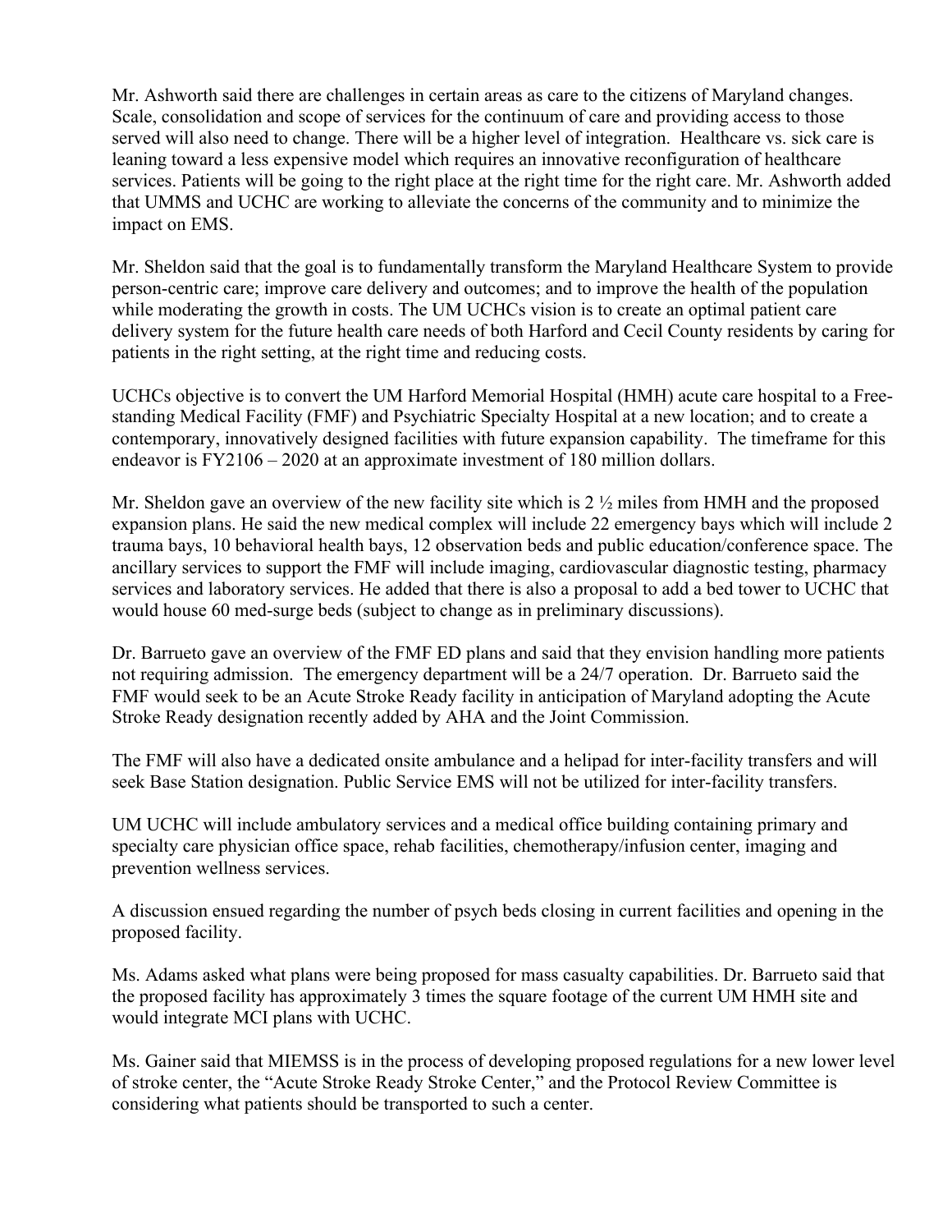Mr. Ashworth said there are challenges in certain areas as care to the citizens of Maryland changes. Scale, consolidation and scope of services for the continuum of care and providing access to those served will also need to change. There will be a higher level of integration. Healthcare vs. sick care is leaning toward a less expensive model which requires an innovative reconfiguration of healthcare services. Patients will be going to the right place at the right time for the right care. Mr. Ashworth added that UMMS and UCHC are working to alleviate the concerns of the community and to minimize the impact on EMS.

Mr. Sheldon said that the goal is to fundamentally transform the Maryland Healthcare System to provide person-centric care; improve care delivery and outcomes; and to improve the health of the population while moderating the growth in costs. The UM UCHCs vision is to create an optimal patient care delivery system for the future health care needs of both Harford and Cecil County residents by caring for patients in the right setting, at the right time and reducing costs.

UCHCs objective is to convert the UM Harford Memorial Hospital (HMH) acute care hospital to a Free-standing Medical Facility (FMF) and Psychiatric Specialty Hospital at a new location; and to create a contemporary, innovatively designed facilities with future expansion capability. The timeframe for this endeavor is FY2106 – 2020 at an approximate investment of 180 million dollars.

Mr. Sheldon gave an overview of the new facility site which is 2 ½ miles from HMH and the proposed expansion plans. He said the new medical complex will include 22 emergency bays which will include 2 trauma bays, 10 behavioral health bays, 12 observation beds and public education/conference space. The ancillary services to support the FMF will include imaging, cardiovascular diagnostic testing, pharmacy services and laboratory services. He added that there is also a proposal to add a bed tower to UCHC that would house 60 med-surge beds (subject to change as in preliminary discussions).

Dr. Barrueto gave an overview of the FMF ED plans and said that they envision handling more patients not requiring admission. The emergency department will be a 24/7 operation. Dr. Barrueto said the FMF would seek to be an Acute Stroke Ready facility in anticipation of Maryland adopting the Acute Stroke Ready designation recently added by AHA and the Joint Commission.

The FMF will also have a dedicated onsite ambulance and a helipad for inter-facility transfers and will seek Base Station designation. Public Service EMS will not be utilized for inter-facility transfers.

UM UCHC will include ambulatory services and a medical office building containing primary and specialty care physician office space, rehab facilities, chemotherapy/infusion center, imaging and prevention wellness services.

A discussion ensued regarding the number of psych beds closing in current facilities and opening in the proposed facility.

Ms. Adams asked what plans were being proposed for mass casualty capabilities. Dr. Barrueto said that the proposed facility has approximately 3 times the square footage of the current UM HMH site and would integrate MCI plans with UCHC.

Ms. Gainer said that MIEMSS is in the process of developing proposed regulations for a new lower level of stroke center, the "Acute Stroke Ready Stroke Center," and the Protocol Review Committee is considering what patients should be transported to such a center.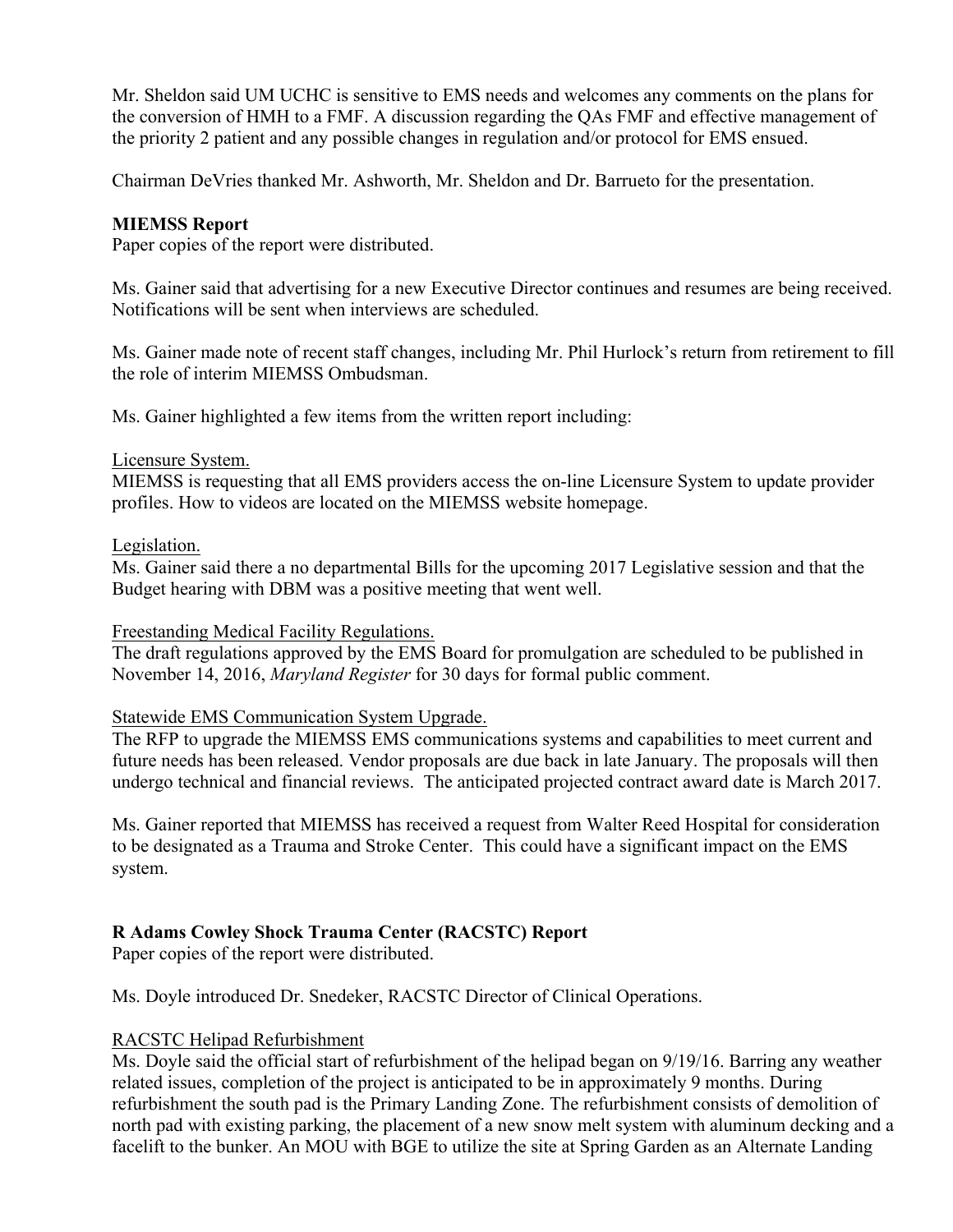Mr. Sheldon said UM UCHC is sensitive to EMS needs and welcomes any comments on the plans for the conversion of HMH to a FMF. A discussion regarding the QAs FMF and effective management of the priority 2 patient and any possible changes in regulation and/or protocol for EMS ensued.

Chairman DeVries thanked Mr. Ashworth, Mr. Sheldon and Dr. Barrueto for the presentation.

**MIEMSS Report**
Paper copies of the report were distributed.

Ms. Gainer said that advertising for a new Executive Director continues and resumes are being received. Notifications will be sent when interviews are scheduled.

Ms. Gainer made note of recent staff changes, including Mr. Phil Hurlock's return from retirement to fill the role of interim MIEMSS Ombudsman.

Ms. Gainer highlighted a few items from the written report including:

<u>Licensure System.</u>
MIEMSS is requesting that all EMS providers access the on-line Licensure System to update provider profiles. How to videos are located on the MIEMSS website homepage.

<u>Legislation.</u>
Ms. Gainer said there a no departmental Bills for the upcoming 2017 Legislative session and that the Budget hearing with DBM was a positive meeting that went well.

<u>Freestanding Medical Facility Regulations.</u>
The draft regulations approved by the EMS Board for promulgation are scheduled to be published in November 14, 2016, *Maryland Register* for 30 days for formal public comment.

<u>Statewide EMS Communication System Upgrade.</u>
The RFP to upgrade the MIEMSS EMS communications systems and capabilities to meet current and future needs has been released. Vendor proposals are due back in late January. The proposals will then undergo technical and financial reviews. The anticipated projected contract award date is March 2017.

Ms. Gainer reported that MIEMSS has received a request from Walter Reed Hospital for consideration to be designated as a Trauma and Stroke Center. This could have a significant impact on the EMS system.

**R Adams Cowley Shock Trauma Center (RACSTC) Report**
Paper copies of the report were distributed.

Ms. Doyle introduced Dr. Snedeker, RACSTC Director of Clinical Operations.

<u>RACSTC Helipad Refurbishment</u>
Ms. Doyle said the official start of refurbishment of the helipad began on 9/19/16. Barring any weather related issues, completion of the project is anticipated to be in approximately 9 months. During refurbishment the south pad is the Primary Landing Zone. The refurbishment consists of demolition of north pad with existing parking, the placement of a new snow melt system with aluminum decking and a facelift to the bunker. An MOU with BGE to utilize the site at Spring Garden as an Alternate Landing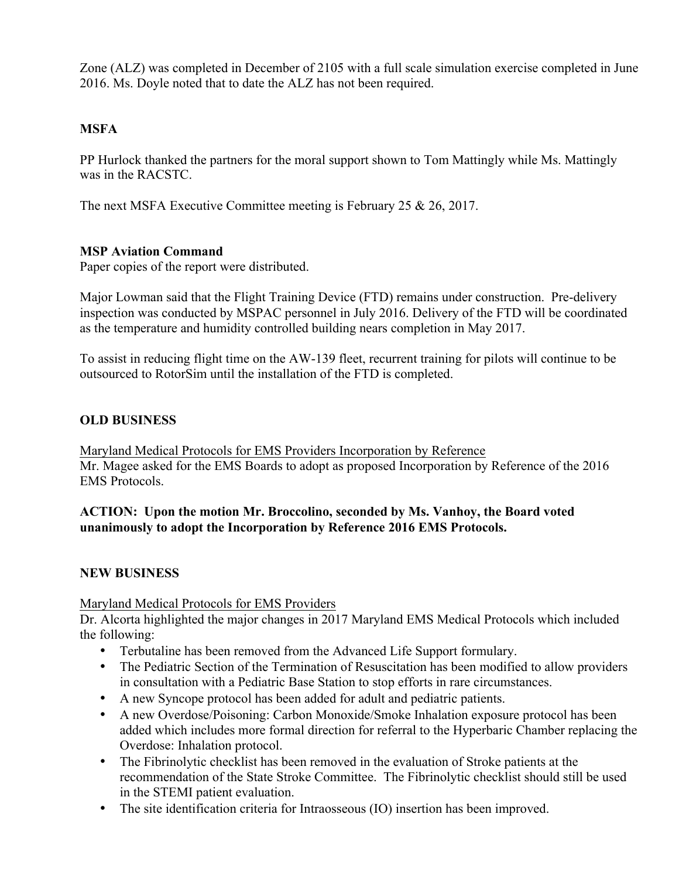Zone (ALZ) was completed in December of 2105 with a full scale simulation exercise completed in June 2016. Ms. Doyle noted that to date the ALZ has not been required.

**MSFA**

PP Hurlock thanked the partners for the moral support shown to Tom Mattingly while Ms. Mattingly was in the RACSTC.

The next MSFA Executive Committee meeting is February 25 & 26, 2017.

**MSP Aviation Command**

Paper copies of the report were distributed.

Major Lowman said that the Flight Training Device (FTD) remains under construction. Pre-delivery inspection was conducted by MSPAC personnel in July 2016. Delivery of the FTD will be coordinated as the temperature and humidity controlled building nears completion in May 2017.

To assist in reducing flight time on the AW-139 fleet, recurrent training for pilots will continue to be outsourced to RotorSim until the installation of the FTD is completed.

**OLD BUSINESS**

Maryland Medical Protocols for EMS Providers Incorporation by Reference

Mr. Magee asked for the EMS Boards to adopt as proposed Incorporation by Reference of the 2016 EMS Protocols.

**ACTION: Upon the motion Mr. Broccolino, seconded by Ms. Vanhoy, the Board voted unanimously to adopt the Incorporation by Reference 2016 EMS Protocols.**

**NEW BUSINESS**

Maryland Medical Protocols for EMS Providers

Dr. Alcorta highlighted the major changes in 2017 Maryland EMS Medical Protocols which included the following:

- Terbutaline has been removed from the Advanced Life Support formulary.
- The Pediatric Section of the Termination of Resuscitation has been modified to allow providers in consultation with a Pediatric Base Station to stop efforts in rare circumstances.
- A new Syncope protocol has been added for adult and pediatric patients.
- A new Overdose/Poisoning: Carbon Monoxide/Smoke Inhalation exposure protocol has been added which includes more formal direction for referral to the Hyperbaric Chamber replacing the Overdose: Inhalation protocol.
- The Fibrinolytic checklist has been removed in the evaluation of Stroke patients at the recommendation of the State Stroke Committee. The Fibrinolytic checklist should still be used in the STEMI patient evaluation.
- The site identification criteria for Intraosseous (IO) insertion has been improved.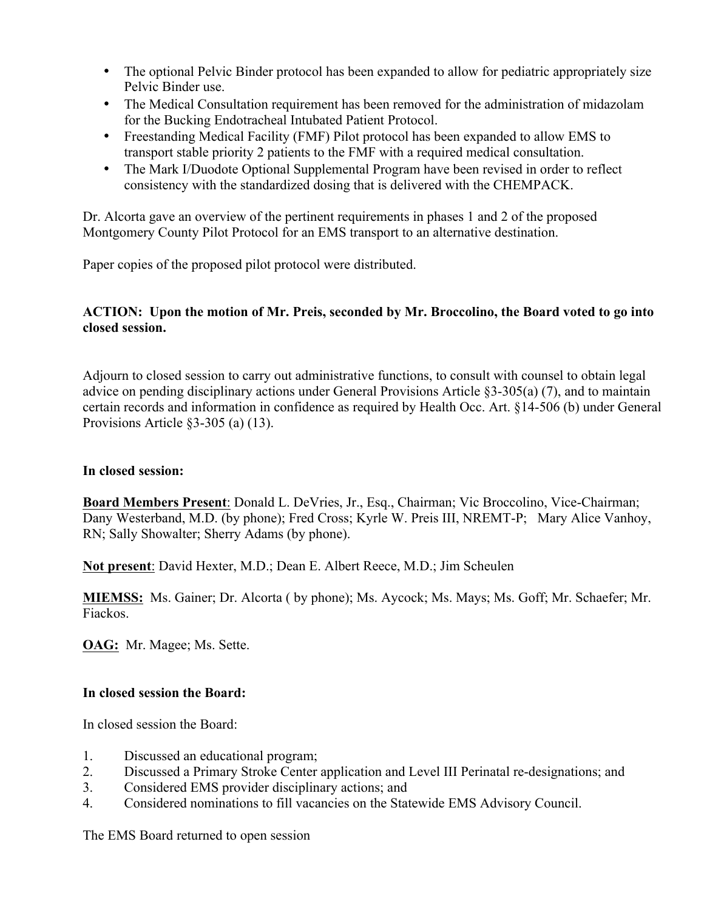- The optional Pelvic Binder protocol has been expanded to allow for pediatric appropriately size Pelvic Binder use.
- The Medical Consultation requirement has been removed for the administration of midazolam for the Bucking Endotracheal Intubated Patient Protocol.
- Freestanding Medical Facility (FMF) Pilot protocol has been expanded to allow EMS to transport stable priority 2 patients to the FMF with a required medical consultation.
- The Mark I/Duodote Optional Supplemental Program have been revised in order to reflect consistency with the standardized dosing that is delivered with the CHEMPACK.

Dr. Alcorta gave an overview of the pertinent requirements in phases 1 and 2 of the proposed Montgomery County Pilot Protocol for an EMS transport to an alternative destination.

Paper copies of the proposed pilot protocol were distributed.

**ACTION: Upon the motion of Mr. Preis, seconded by Mr. Broccolino, the Board voted to go into closed session.**

Adjourn to closed session to carry out administrative functions, to consult with counsel to obtain legal advice on pending disciplinary actions under General Provisions Article §3-305(a) (7), and to maintain certain records and information in confidence as required by Health Occ. Art. §14-506 (b) under General Provisions Article §3-305 (a) (13).

**In closed session:**

**Board Members Present**: Donald L. DeVries, Jr., Esq., Chairman; Vic Broccolino, Vice-Chairman; Dany Westerband, M.D. (by phone); Fred Cross; Kyrle W. Preis III, NREMT-P; Mary Alice Vanhoy, RN; Sally Showalter; Sherry Adams (by phone).

**Not present**: David Hexter, M.D.; Dean E. Albert Reece, M.D.; Jim Scheulen

**MIEMSS:** Ms. Gainer; Dr. Alcorta ( by phone); Ms. Aycock; Ms. Mays; Ms. Goff; Mr. Schaefer; Mr. Fiackos.

**OAG:** Mr. Magee; Ms. Sette.

**In closed session the Board:**

In closed session the Board:

1. Discussed an educational program;
2. Discussed a Primary Stroke Center application and Level III Perinatal re-designations; and
3. Considered EMS provider disciplinary actions; and
4. Considered nominations to fill vacancies on the Statewide EMS Advisory Council.

The EMS Board returned to open session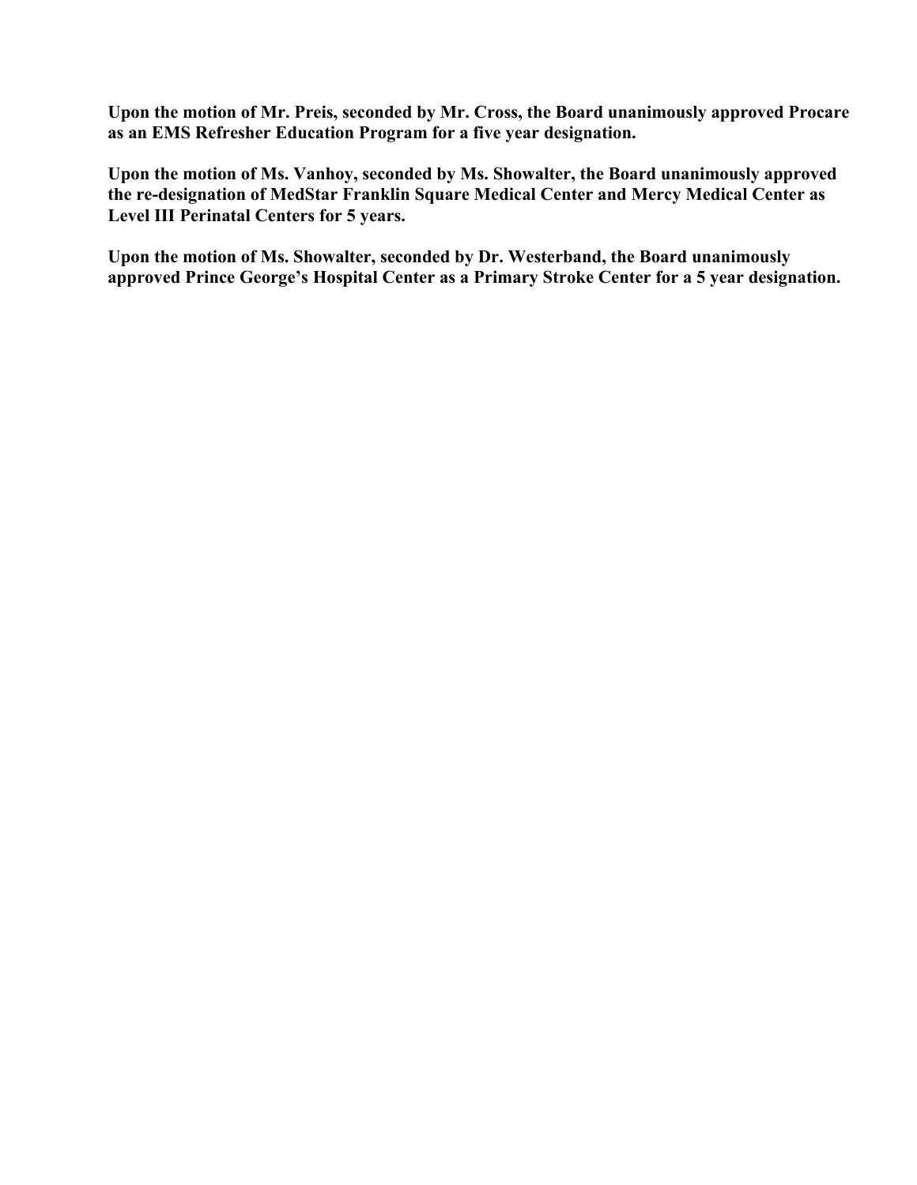**Upon the motion of Mr. Preis, seconded by Mr. Cross, the Board unanimously approved Procare as an EMS Refresher Education Program for a five year designation.**

**Upon the motion of Ms. Vanhoy, seconded by Ms. Showalter, the Board unanimously approved the re-designation of MedStar Franklin Square Medical Center and Mercy Medical Center as Level III Perinatal Centers for 5 years.**

**Upon the motion of Ms. Showalter, seconded by Dr. Westerband, the Board unanimously approved Prince George's Hospital Center as a Primary Stroke Center for a 5 year designation.**